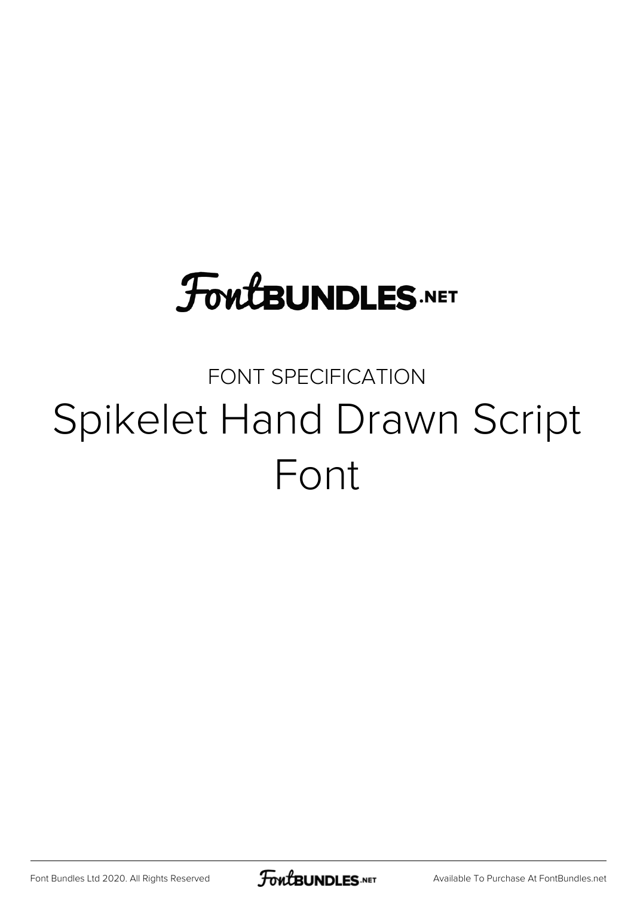FontBUNDLES.NET

FONT SPECIFICATION

# Spikelet Hand Drawn Script Font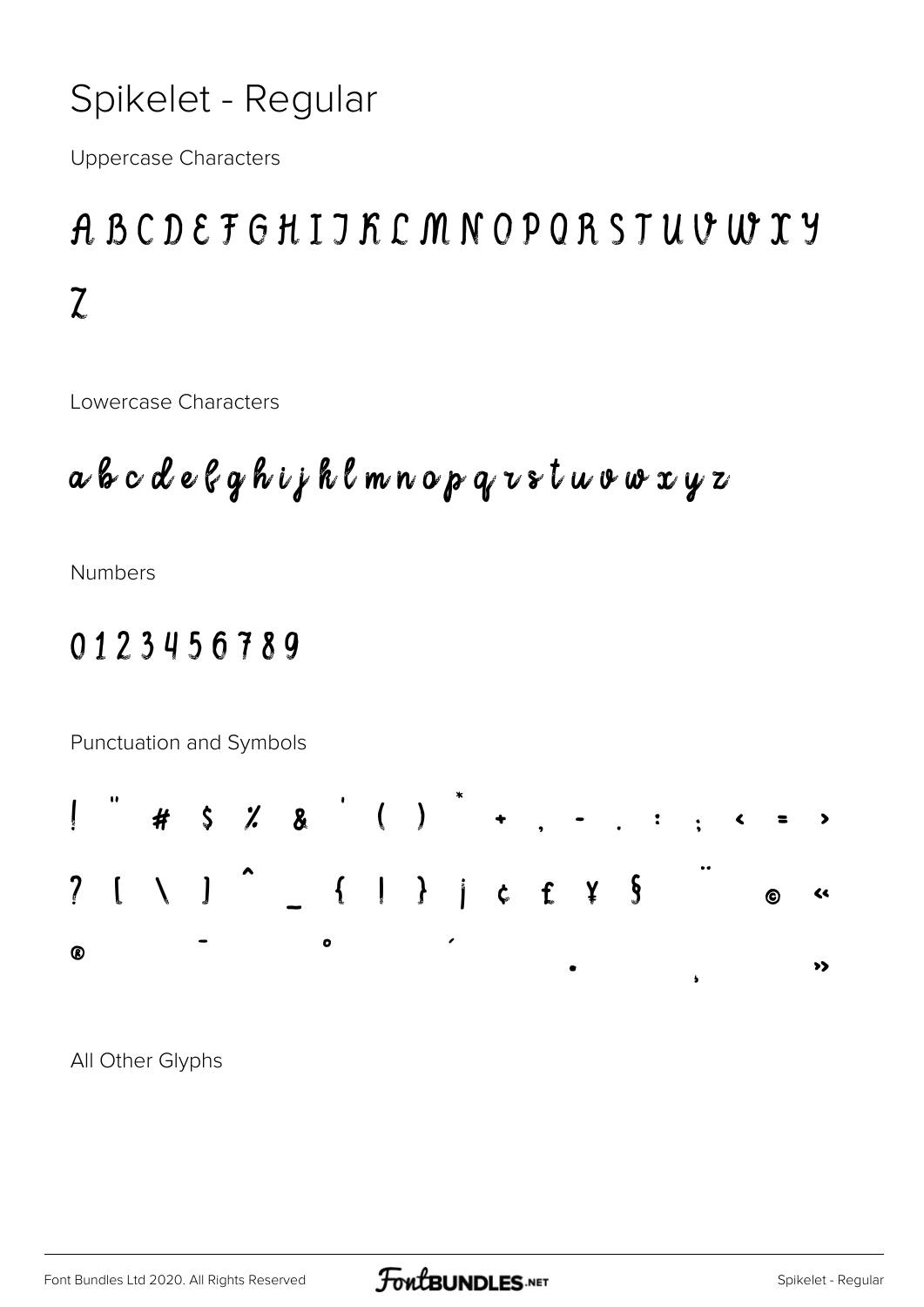# Spikelet - Regular

Uppercase Characters

A B C D E F G H I J K L M N O P Q R S T U V W X Y Z

Lowercase Characters

a b c d e f g h i j k l m n o p q r s t u v w x y z

Numbers

0 1 2 3 4 5 6 7 8 9

Punctuation and Symbols

! " # $ % & ' ( ) * + , - . : ; < = > ? [ \ ] ^ _ { | } ¡ ¢ £ ¥ § ¨ © « ® ¯ ° ´ · ¸ »

All Other Glyphs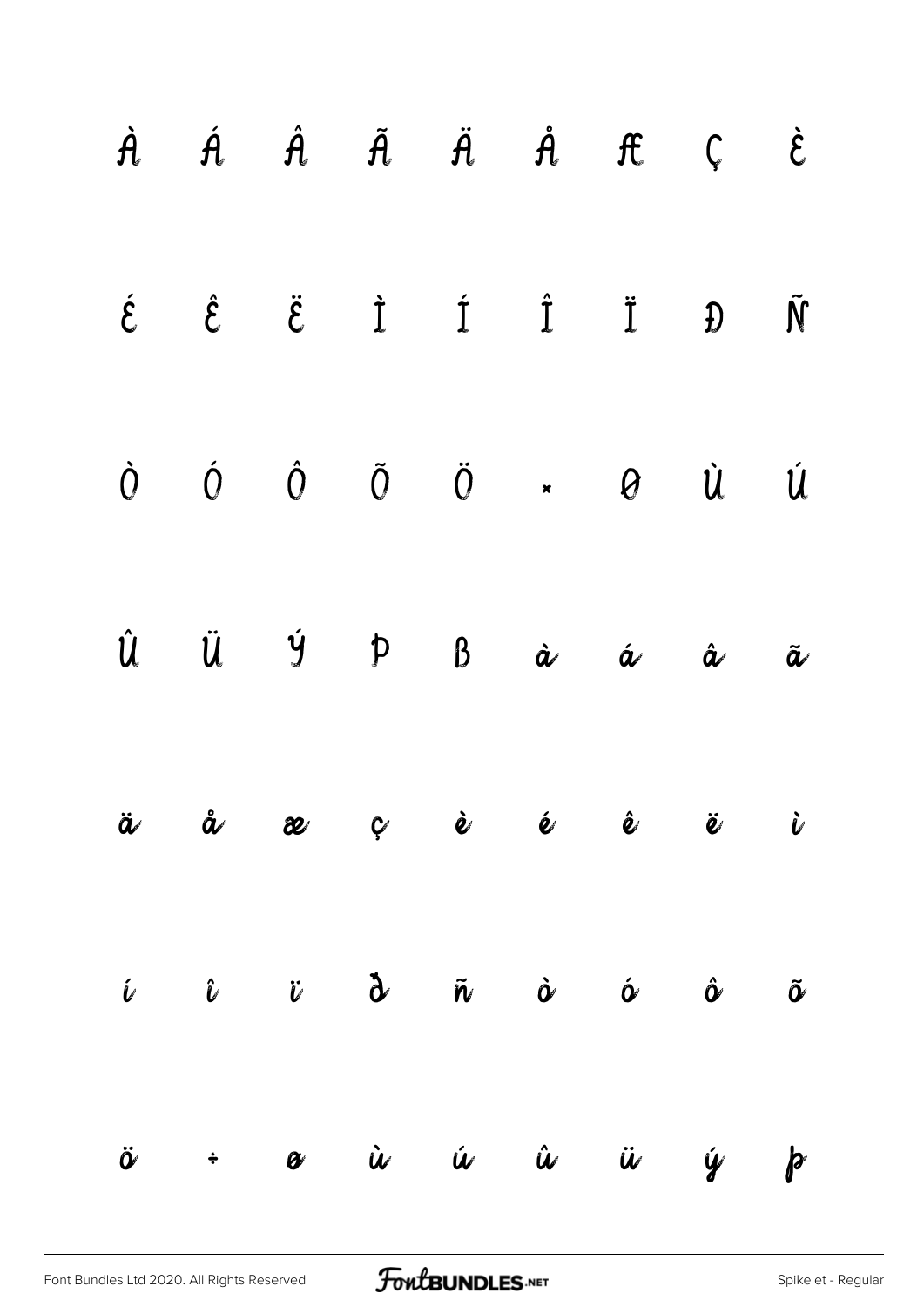À Á Â Ã Ä Å Æ Ç È

É Ê Ë Ì Í Î Ï Ð Ñ

Ò Ó Ô Õ Ö × Ø Ù Ú

Û Ü Ý Þ ß à á â ã

ä å æ ç è é ê ë ì

í î ï ð ñ ò ó ô õ

ö ÷ ø ù ú û ü ý þ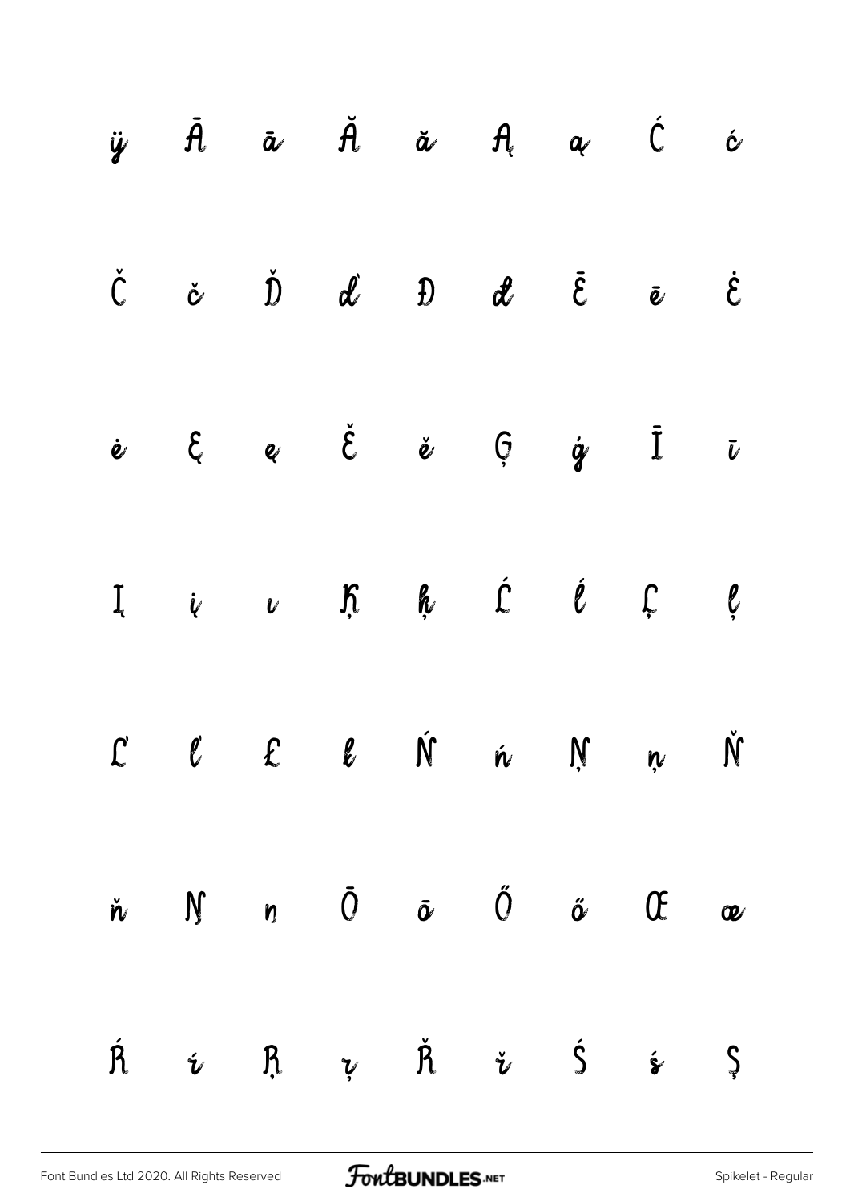ÿ Ā ā Ă ă Ą ą Ć ć

Č č Ď ď Đ đ Ē ē Ė

ė Ę ę Ě ě Ģ ģ Ī ī

Į į ı Ķ ķ Ĺ ĺ Ļ ļ

Ľ ľ Ł ł Ń ń Ņ ņ Ň

ň Ŋ ŋ Ō ō Ő ő Œ œ

Ŕ ŕ Ŗ ŗ Ř ř Ś ś Ş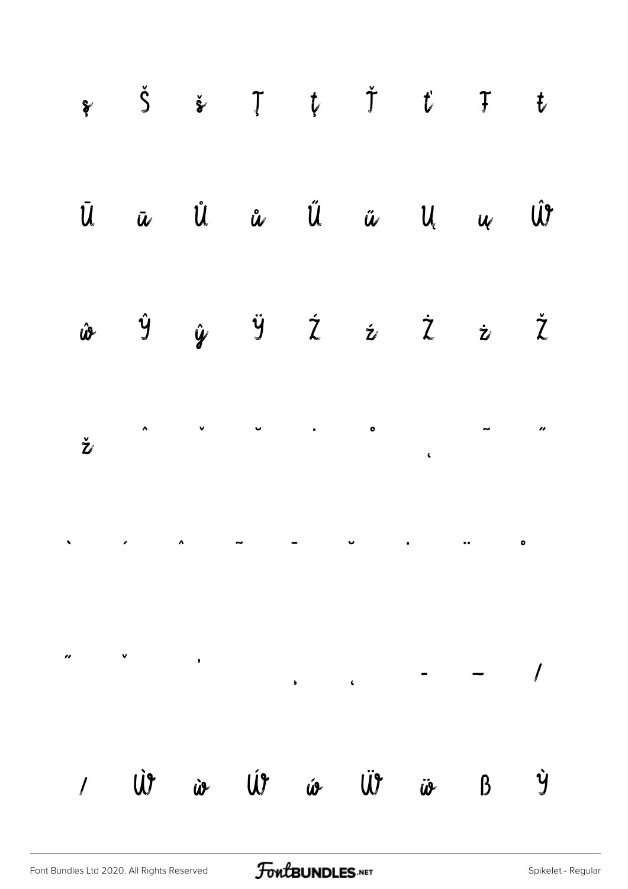ş Š š Ţ ţ Ť ť Ŧ ŧ

Ū ū Ů ů Ű ű Ų ų Ŵ

ŵ Ŷ ŷ Ÿ Ź ź Ż ż Ž

ž ˆ ˇ ˘ ˙ ˚ ˛ ˜ ˝

̀ ́ ̂ ̃ ̄ ̆ ̇ ̈ ̊

̋ ̌ ̒ ̦ ̧ – — ⁄

∕ Ẁ ẁ Ẃ ẃ Ẅ ẅ ẞ Ỳ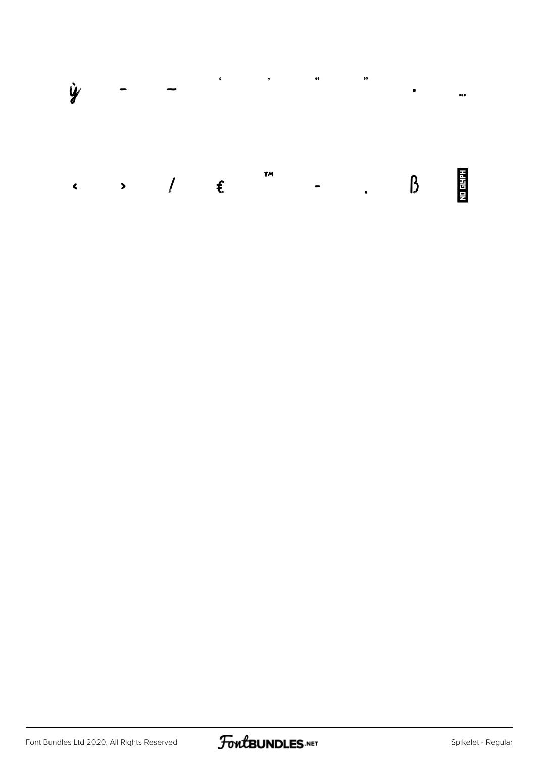ỳ – — ‘ ’ “ ” • …

‹ › / € ™ - , ß NO GLYPH